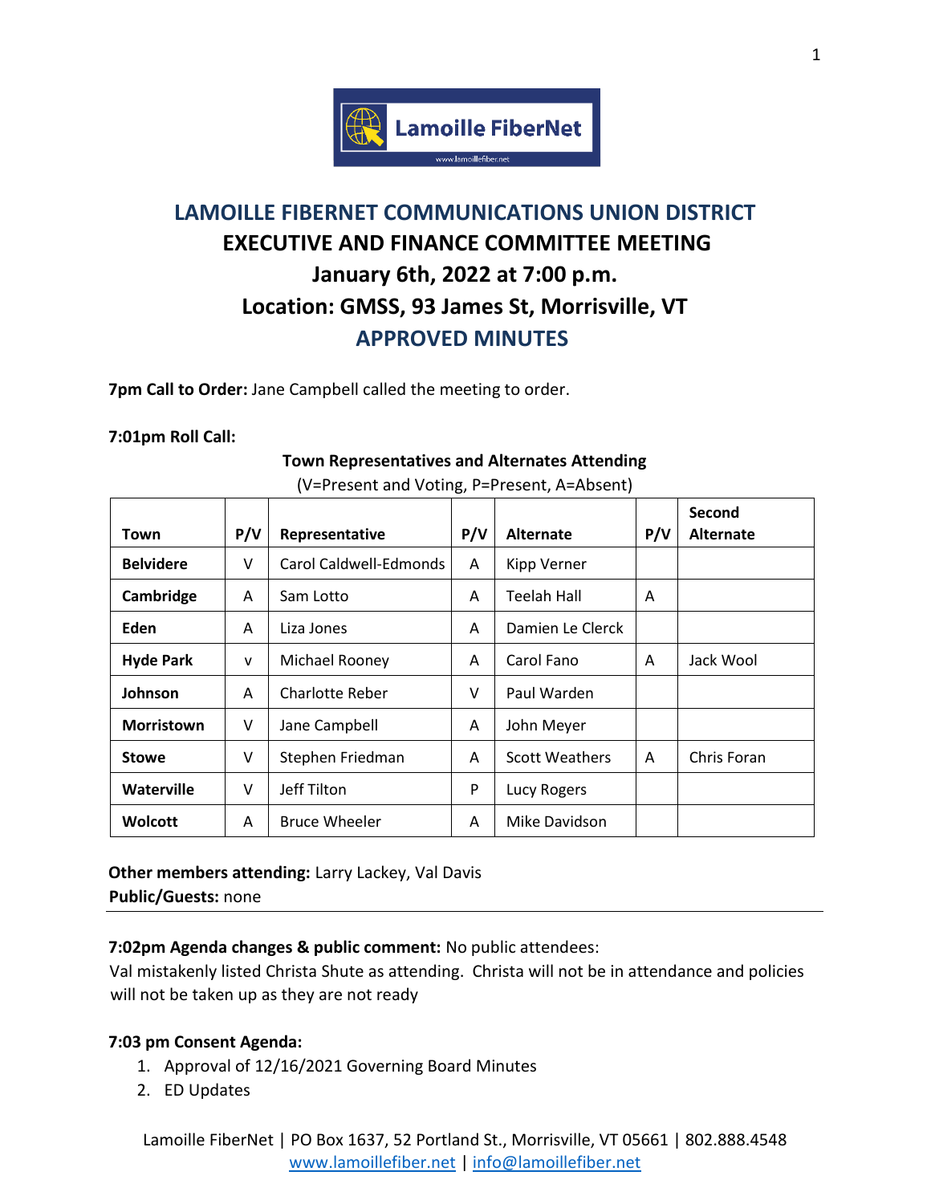Lamoille FiberNet

www.lamoillefiber.net

# LAMOILLE FIBERNET COMMUNICATIONS UNION DISTRICT

## EXECUTIVE AND FINANCE COMMITTEE MEETING

## January 6th, 2022 at 7:00 p.m.

## Location: GMSS, 93 James St, Morrisville, VT

## APPROVED MINUTES

**7pm Call to Order:** Jane Campbell called the meeting to order.

**7:01pm Roll Call:**

**Town Representatives and Alternates Attending**

(V=Present and Voting, P=Present, A=Absent)

| Town | P/V | Representative | P/V | Alternate | P/V | Second Alternate |
|---|---|---|---|---|---|---|
| **Belvidere** | V | Carol Caldwell-Edmonds | A | Kipp Verner | | |
| **Cambridge** | A | Sam Lotto | A | Teelah Hall | A | |
| **Eden** | A | Liza Jones | A | Damien Le Clerck | | |
| **Hyde Park** | v | Michael Rooney | A | Carol Fano | A | Jack Wool |
| **Johnson** | A | Charlotte Reber | V | Paul Warden | | |
| **Morristown** | V | Jane Campbell | A | John Meyer | | |
| **Stowe** | V | Stephen Friedman | A | Scott Weathers | A | Chris Foran |
| **Waterville** | V | Jeff Tilton | P | Lucy Rogers | | |
| **Wolcott** | A | Bruce Wheeler | A | Mike Davidson | | |

**Other members attending:** Larry Lackey, Val Davis
**Public/Guests:** none

---

**7:02pm Agenda changes & public comment:** No public attendees:
Val mistakenly listed Christa Shute as attending. Christa will not be in attendance and policies will not be taken up as they are not ready

**7:03 pm Consent Agenda:**

1. Approval of 12/16/2021 Governing Board Minutes
2. ED Updates

Lamoille FiberNet | PO Box 1637, 52 Portland St., Morrisville, VT 05661 | 802.888.4548
www.lamoillefiber.net | info@lamoillefiber.net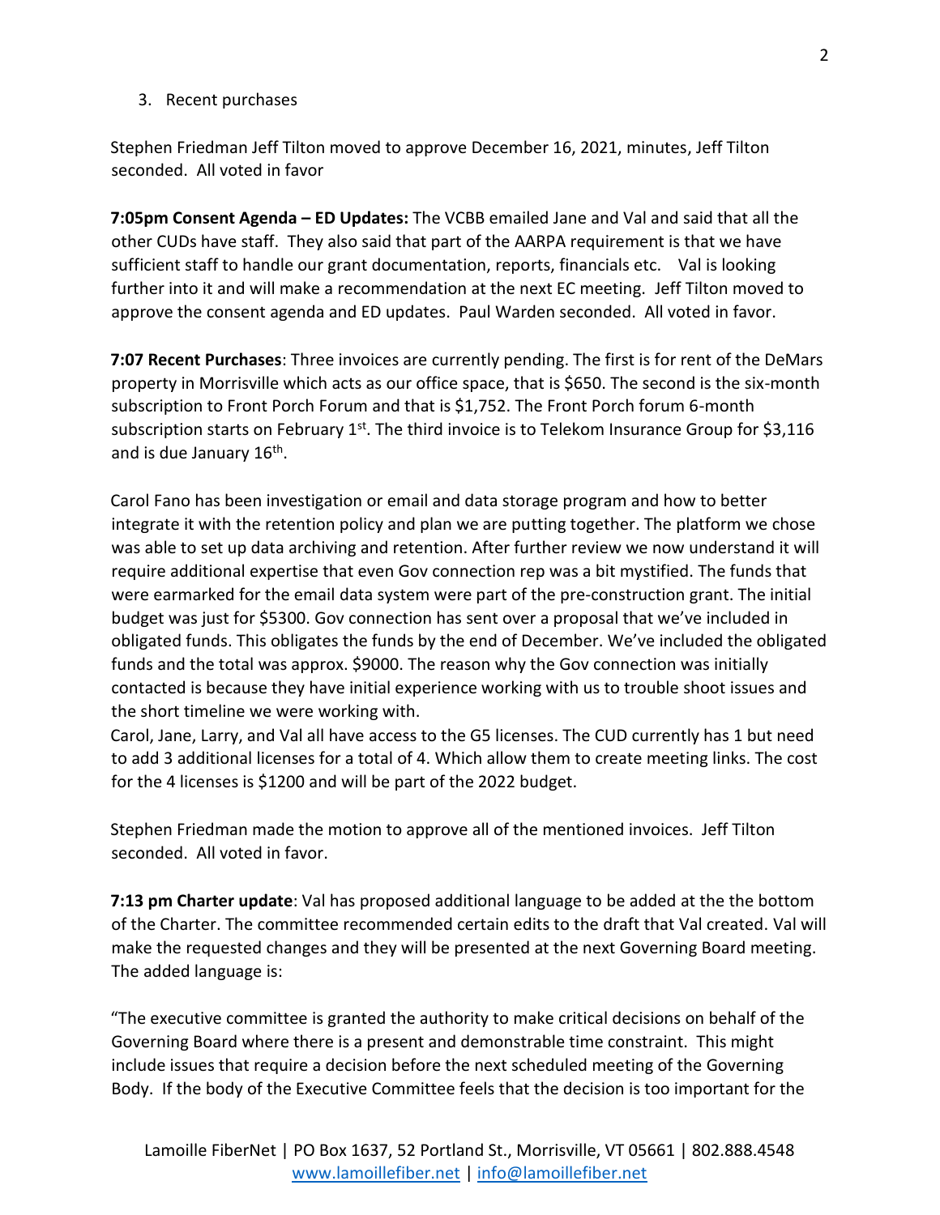3. Recent purchases

Stephen Friedman Jeff Tilton moved to approve December 16, 2021, minutes, Jeff Tilton seconded. All voted in favor

**7:05pm Consent Agenda – ED Updates:** The VCBB emailed Jane and Val and said that all the other CUDs have staff. They also said that part of the AARPA requirement is that we have sufficient staff to handle our grant documentation, reports, financials etc. Val is looking further into it and will make a recommendation at the next EC meeting. Jeff Tilton moved to approve the consent agenda and ED updates. Paul Warden seconded. All voted in favor.

**7:07 Recent Purchases**: Three invoices are currently pending. The first is for rent of the DeMars property in Morrisville which acts as our office space, that is $650. The second is the six-month subscription to Front Porch Forum and that is $1,752. The Front Porch forum 6-month subscription starts on February 1st. The third invoice is to Telekom Insurance Group for $3,116 and is due January 16th.

Carol Fano has been investigation or email and data storage program and how to better integrate it with the retention policy and plan we are putting together. The platform we chose was able to set up data archiving and retention. After further review we now understand it will require additional expertise that even Gov connection rep was a bit mystified. The funds that were earmarked for the email data system were part of the pre-construction grant. The initial budget was just for $5300. Gov connection has sent over a proposal that we've included in obligated funds. This obligates the funds by the end of December. We've included the obligated funds and the total was approx. $9000. The reason why the Gov connection was initially contacted is because they have initial experience working with us to trouble shoot issues and the short timeline we were working with.

Carol, Jane, Larry, and Val all have access to the G5 licenses. The CUD currently has 1 but need to add 3 additional licenses for a total of 4. Which allow them to create meeting links. The cost for the 4 licenses is $1200 and will be part of the 2022 budget.

Stephen Friedman made the motion to approve all of the mentioned invoices. Jeff Tilton seconded. All voted in favor.

**7:13 pm Charter update**: Val has proposed additional language to be added at the the bottom of the Charter. The committee recommended certain edits to the draft that Val created. Val will make the requested changes and they will be presented at the next Governing Board meeting. The added language is:

"The executive committee is granted the authority to make critical decisions on behalf of the Governing Board where there is a present and demonstrable time constraint. This might include issues that require a decision before the next scheduled meeting of the Governing Body. If the body of the Executive Committee feels that the decision is too important for the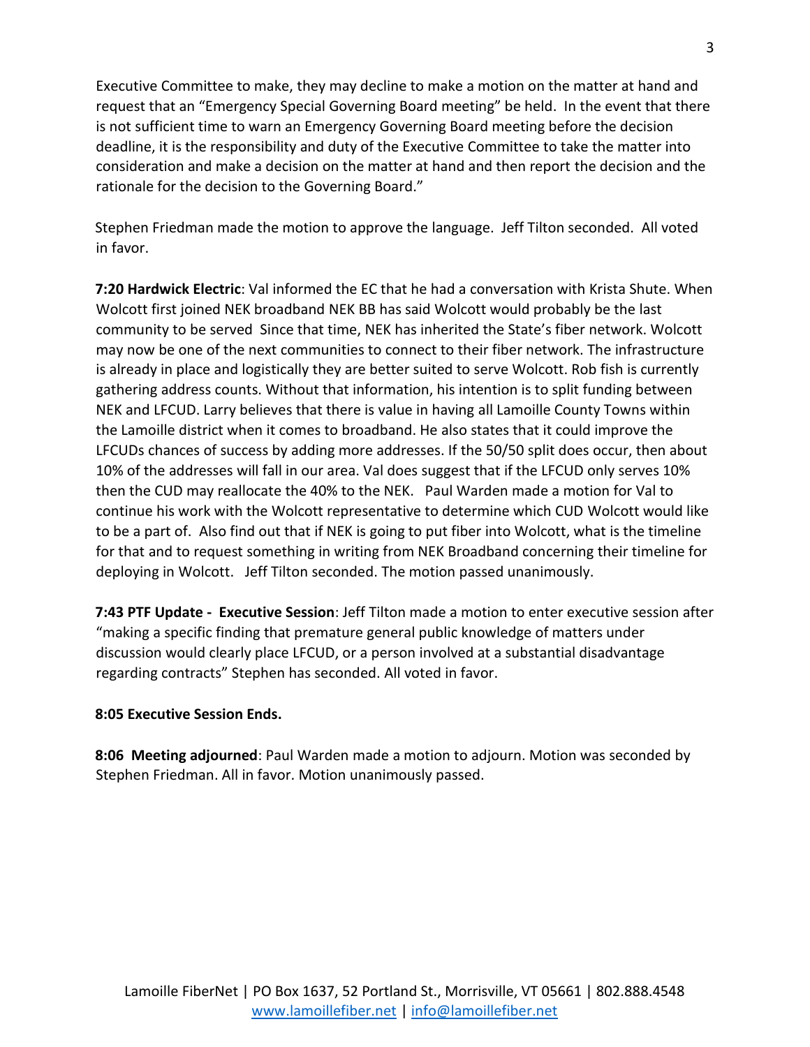Executive Committee to make, they may decline to make a motion on the matter at hand and request that an "Emergency Special Governing Board meeting" be held. In the event that there is not sufficient time to warn an Emergency Governing Board meeting before the decision deadline, it is the responsibility and duty of the Executive Committee to take the matter into consideration and make a decision on the matter at hand and then report the decision and the rationale for the decision to the Governing Board."

Stephen Friedman made the motion to approve the language. Jeff Tilton seconded. All voted in favor.

**7:20 Hardwick Electric**: Val informed the EC that he had a conversation with Krista Shute. When Wolcott first joined NEK broadband NEK BB has said Wolcott would probably be the last community to be served Since that time, NEK has inherited the State's fiber network. Wolcott may now be one of the next communities to connect to their fiber network. The infrastructure is already in place and logistically they are better suited to serve Wolcott. Rob fish is currently gathering address counts. Without that information, his intention is to split funding between NEK and LFCUD. Larry believes that there is value in having all Lamoille County Towns within the Lamoille district when it comes to broadband. He also states that it could improve the LFCUDs chances of success by adding more addresses. If the 50/50 split does occur, then about 10% of the addresses will fall in our area. Val does suggest that if the LFCUD only serves 10% then the CUD may reallocate the 40% to the NEK. Paul Warden made a motion for Val to continue his work with the Wolcott representative to determine which CUD Wolcott would like to be a part of. Also find out that if NEK is going to put fiber into Wolcott, what is the timeline for that and to request something in writing from NEK Broadband concerning their timeline for deploying in Wolcott. Jeff Tilton seconded. The motion passed unanimously.

**7:43 PTF Update - Executive Session**: Jeff Tilton made a motion to enter executive session after "making a specific finding that premature general public knowledge of matters under discussion would clearly place LFCUD, or a person involved at a substantial disadvantage regarding contracts" Stephen has seconded. All voted in favor.

**8:05 Executive Session Ends.**

**8:06 Meeting adjourned**: Paul Warden made a motion to adjourn. Motion was seconded by Stephen Friedman. All in favor. Motion unanimously passed.

Lamoille FiberNet | PO Box 1637, 52 Portland St., Morrisville, VT 05661 | 802.888.4548
www.lamoillefiber.net | info@lamoillefiber.net